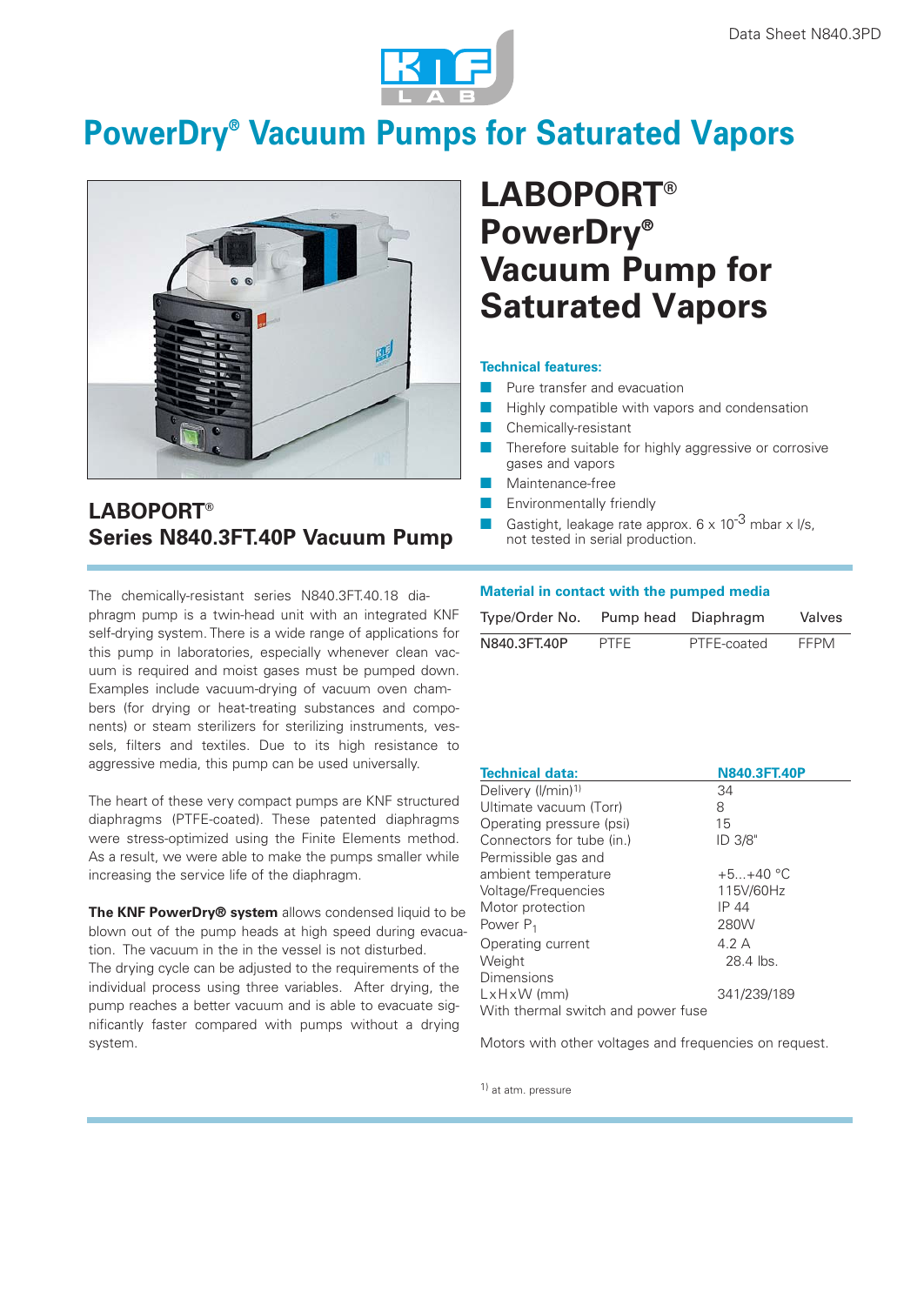Data Sheet N840.3PD

# PowerDry® Vacuum Pumps for Saturated Vapors

## LABOPORT® PowerDry® Vacuum Pump for Saturated Vapors

**Technical features:**

- Pure transfer and evacuation
- Highly compatible with vapors and condensation
- Chemically-resistant
- Therefore suitable for highly aggressive or corrosive gases and vapors
- Maintenance-free
- Environmentally friendly
- Gastight, leakage rate approx. $6 \times 10^{-3}$ mbar x l/s, not tested in serial production.

## LABOPORT® Series N840.3FT.40P Vacuum Pump

The chemically-resistant series N840.3FT.40.18 diaphragm pump is a twin-head unit with an integrated KNF self-drying system. There is a wide range of applications for this pump in laboratories, especially whenever clean vacuum is required and moist gases must be pumped down. Examples include vacuum-drying of vacuum oven chambers (for drying or heat-treating substances and components) or steam sterilizers for sterilizing instruments, vessels, filters and textiles. Due to its high resistance to aggressive media, this pump can be used universally.

The heart of these very compact pumps are KNF structured diaphragms (PTFE-coated). These patented diaphragms were stress-optimized using the Finite Elements method. As a result, we were able to make the pumps smaller while increasing the service life of the diaphragm.

**The KNF PowerDry® system** allows condensed liquid to be blown out of the pump heads at high speed during evacuation. The vacuum in the in the vessel is not disturbed.
The drying cycle can be adjusted to the requirements of the individual process using three variables. After drying, the pump reaches a better vacuum and is able to evacuate significantly faster compared with pumps without a drying system.

**Material in contact with the pumped media**

| Type/Order No. | Pump head | Diaphragm | Valves |
|---|---|---|---|
| N840.3FT.40P | PTFE | PTFE-coated | FFPM |

| **Technical data:** | **N840.3FT.40P** |
|---|---|
| Delivery (l/min)[1] | 34 |
| Ultimate vacuum (Torr) | 8 |
| Operating pressure (psi) | 15 |
| Connectors for tube (in.) | ID 3/8" |
| Permissible gas and ambient temperature | +5...+40 °C |
| Voltage/Frequencies | 115V/60Hz |
| Motor protection | IP 44 |
| Power $P_1$ | 280W |
| Operating current | 4.2 A |
| Weight | 28.4 lbs. |
| Dimensions LxHxW (mm) | 341/239/189 |
| With thermal switch and power fuse | |

Motors with other voltages and frequencies on request.

[1] at atm. pressure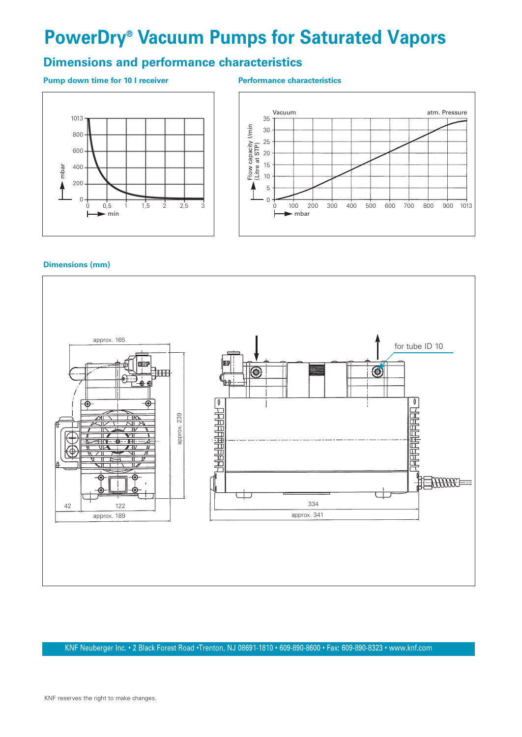# PowerDry® Vacuum Pumps for Saturated Vapors

## Dimensions and performance characteristics

### Pump down time for 10 l receiver

mbar
1013
800
600
400
200
0
0 0,5 1 1,5 2 2,5 3
min

### Performance characteristics

Vacuum
atm. Pressure
Flow capacity l/min (Litre at STP)
35
30
25
20
15
10
5
0
0 100 200 300 400 500 600 700 800 900 1013
mbar

### Dimensions (mm)

approx. 165
approx. 239
42
122
approx. 189
for tube ID 10
334
approx. 341

KNF Neuberger Inc. • 2 Black Forest Road •Trenton, NJ 08691-1810 • 609-890-8600 • Fax: 609-890-8323 • www.knf.com

KNF reserves the right to make changes.